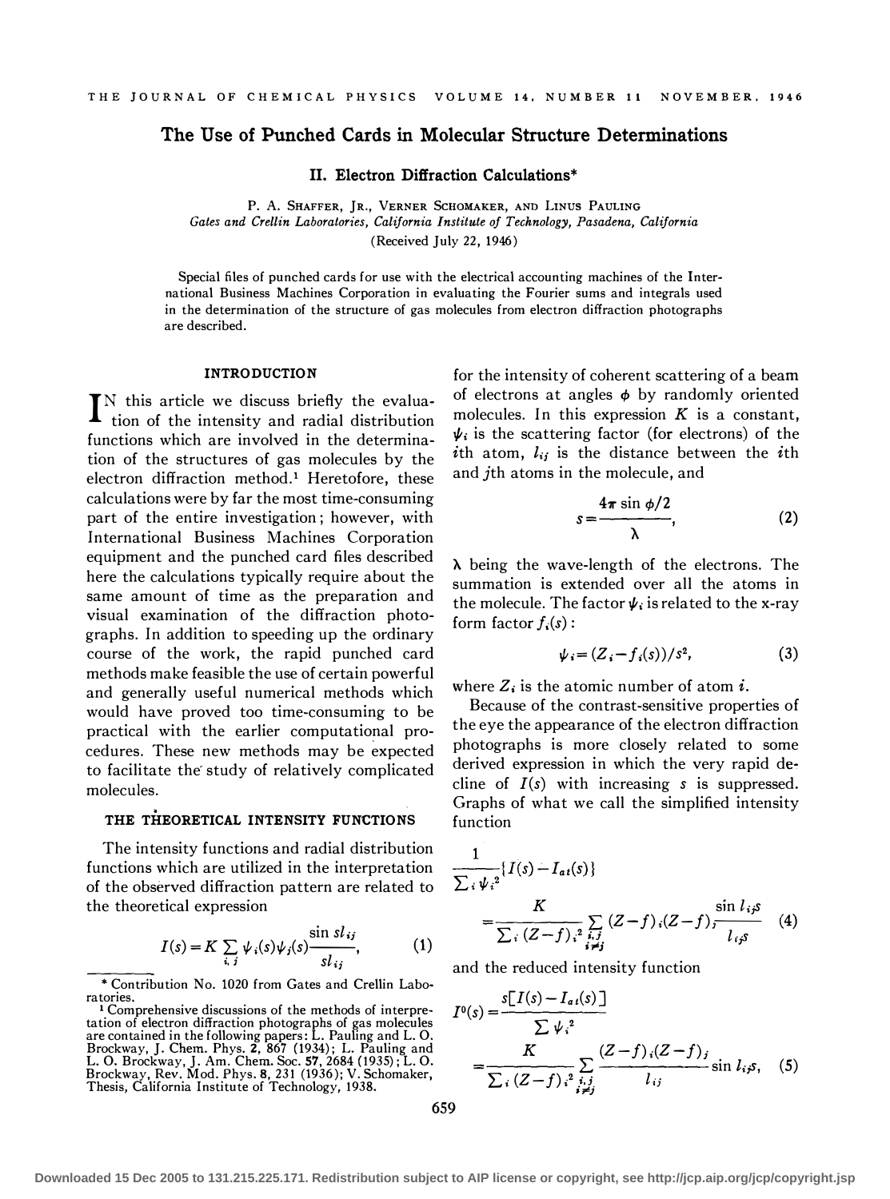# The Use of Punched Cards in Molecular Structure Determinations

## II. Electron Diffraction Calculations*

P. A. Shaffer, Jr., Verner Schomaker, and Linus Pauling
*Gates and Crellin Laboratories, California Institute of Technology, Pasadena, California*
(Received July 22, 1946)

Special files of punched cards for use with the electrical accounting machines of the International Business Machines Corporation in evaluating the Fourier sums and integrals used in the determination of the structure of gas molecules from electron diffraction photographs are described.

### INTRODUCTION

In this article we discuss briefly the evaluation of the intensity and radial distribution functions which are involved in the determination of the structures of gas molecules by the electron diffraction method.[1] Heretofore, these calculations were by far the most time-consuming part of the entire investigation; however, with International Business Machines Corporation equipment and the punched card files described here the calculations typically require about the same amount of time as the preparation and visual examination of the diffraction photographs. In addition to speeding up the ordinary course of the work, the rapid punched card methods make feasible the use of certain powerful and generally useful numerical methods which would have proved too time-consuming to be practical with the earlier computational procedures. These new methods may be expected to facilitate the study of relatively complicated molecules.

### THE THEORETICAL INTENSITY FUNCTIONS

The intensity functions and radial distribution functions which are utilized in the interpretation of the observed diffraction pattern are related to the theoretical expression

$$I(s) = K \sum_{i,j} \psi_i(s)\psi_j(s)\frac{\sin sl_{ij}}{sl_{ij}}, \tag{1}$$

for the intensity of coherent scattering of a beam of electrons at angles $\phi$ by randomly oriented molecules. In this expression $K$ is a constant, $\psi_i$ is the scattering factor (for electrons) of the $i$th atom, $l_{ij}$ is the distance between the $i$th and $j$th atoms in the molecule, and

$$s = \frac{4\pi \sin \phi/2}{\lambda}, \tag{2}$$

$\lambda$ being the wave-length of the electrons. The summation is extended over all the atoms in the molecule. The factor $\psi_i$ is related to the x-ray form factor $f_i(s)$:

$$\psi_i = (Z_i - f_i(s))/s^2, \tag{3}$$

where $Z_i$ is the atomic number of atom $i$.

Because of the contrast-sensitive properties of the eye the appearance of the electron diffraction photographs is more closely related to some derived expression in which the very rapid decline of $I(s)$ with increasing $s$ is suppressed. Graphs of what we call the simplified intensity function

$$\frac{1}{\sum_i \psi_i^2}\{I(s) - I_{at}(s)\} = \frac{K}{\sum_i (Z-f)_i^2} \sum_{\substack{i,j \\ i\neq j}} (Z-f)_i(Z-f)_j \frac{\sin l_{ij}s}{l_{ij}s} \tag{4}$$

and the reduced intensity function

$$I^0(s) = \frac{s[I(s) - I_{at}(s)]}{\sum \psi_i^2} = \frac{K}{\sum_i (Z-f)_i^2} \sum_{\substack{i,j \\ i\neq j}} \frac{(Z-f)_i(Z-f)_j}{l_{ij}} \sin l_{ij}s, \tag{5}$$

---

\* Contribution No. 1020 from Gates and Crellin Laboratories.

[1] Comprehensive discussions of the methods of interpretation of electron diffraction photographs of gas molecules are contained in the following papers: L. Pauling and L. O. Brockway, J. Chem. Phys. **2**, 867 (1934); L. Pauling and L. O. Brockway, J. Am. Chem. Soc. **57**, 2684 (1935); L. O. Brockway, Rev. Mod. Phys. **8**, 231 (1936); V. Schomaker, Thesis, California Institute of Technology, 1938.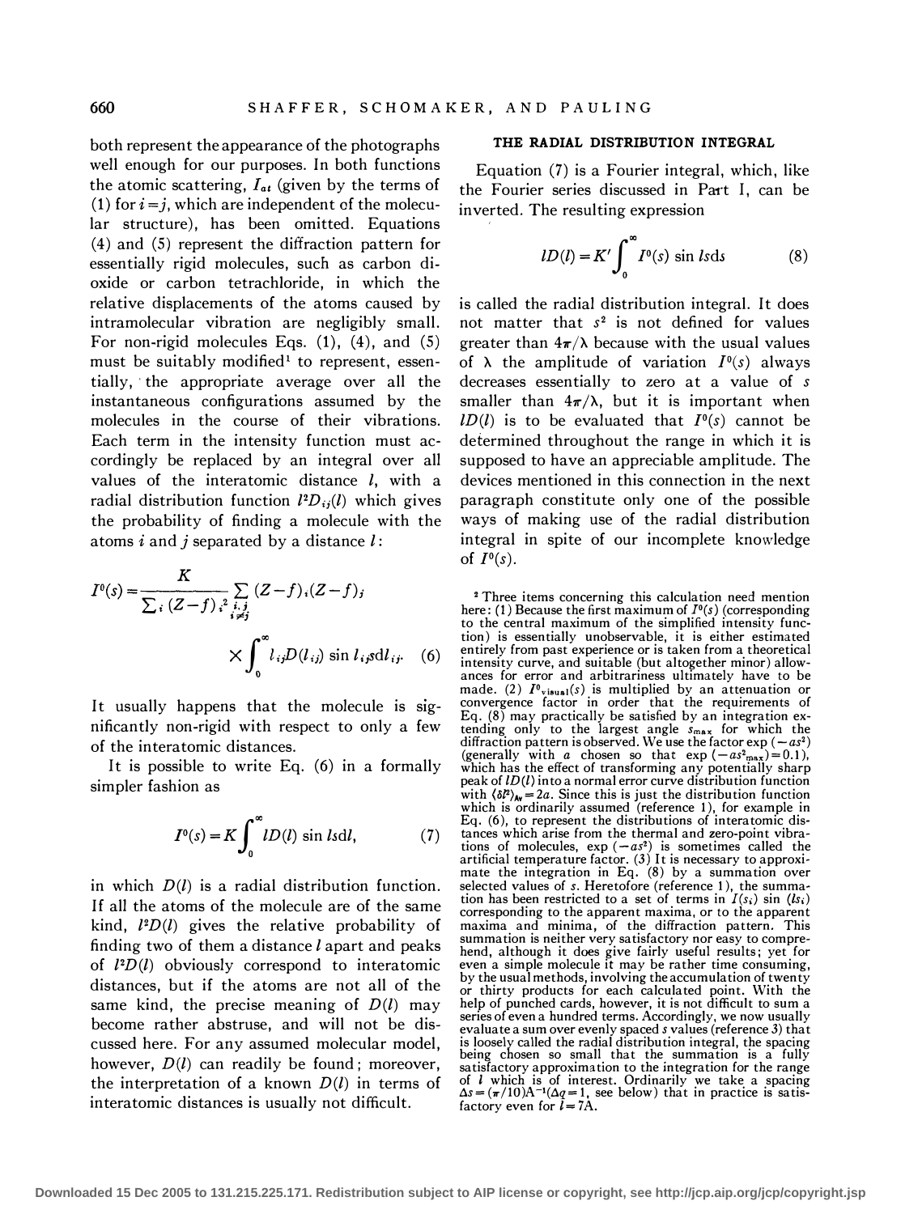both represent the appearance of the photographs well enough for our purposes. In both functions the atomic scattering, $I_{at}$ (given by the terms of (1) for $i=j$, which are independent of the molecular structure), has been omitted. Equations (4) and (5) represent the diffraction pattern for essentially rigid molecules, such as carbon dioxide or carbon tetrachloride, in which the relative displacements of the atoms caused by intramolecular vibration are negligibly small. For non-rigid molecules Eqs. (1), (4), and (5) must be suitably modified[1] to represent, essentially, the appropriate average over all the instantaneous configurations assumed by the molecules in the course of their vibrations. Each term in the intensity function must accordingly be replaced by an integral over all values of the interatomic distance $l$, with a radial distribution function $l^2D_{ij}(l)$ which gives the probability of finding a molecule with the atoms $i$ and $j$ separated by a distance $l$:

$$I^0(s)=\frac{K}{\sum_i (Z-f)_i{}^2}\sum_{\substack{i,j\\i\neq j}}(Z-f)_i(Z-f)_j \times\int_0^\infty l_{ij}D(l_{ij})\sin l_{ij}s\,\mathrm{d}l_{ij}. \quad (6)$$

It usually happens that the molecule is significantly non-rigid with respect to only a few of the interatomic distances.

It is possible to write Eq. (6) in a formally simpler fashion as

$$I^0(s)=K\int_0^\infty lD(l)\sin ls\,\mathrm{d}l, \quad (7)$$

in which $D(l)$ is a radial distribution function. If all the atoms of the molecule are of the same kind, $l^2D(l)$ gives the relative probability of finding two of them a distance $l$ apart and peaks of $l^2D(l)$ obviously correspond to interatomic distances, but if the atoms are not all of the same kind, the precise meaning of $D(l)$ may become rather abstruse, and will not be discussed here. For any assumed molecular model, however, $D(l)$ can readily be found; moreover, the interpretation of a known $D(l)$ in terms of interatomic distances is usually not difficult.

## THE RADIAL DISTRIBUTION INTEGRAL

Equation (7) is a Fourier integral, which, like the Fourier series discussed in Part I, can be inverted. The resulting expression

$$lD(l)=K'\int_0^\infty I^0(s)\sin ls\,\mathrm{d}s \quad (8)$$

is called the radial distribution integral. It does not matter that $s^2$ is not defined for values greater than $4\pi/\lambda$ because with the usual values of $\lambda$ the amplitude of variation $I^0(s)$ always decreases essentially to zero at a value of $s$ smaller than $4\pi/\lambda$, but it is important when $lD(l)$ is to be evaluated that $I^0(s)$ cannot be determined throughout the range in which it is supposed to have an appreciable amplitude. The devices mentioned in this connection in the next paragraph constitute only one of the possible ways of making use of the radial distribution integral in spite of our incomplete knowledge of $I^0(s)$.

[2] Three items concerning this calculation need mention here: (1) Because the first maximum of $I^0(s)$ (corresponding to the central maximum of the simplified intensity function) is essentially unobservable, it is either estimated entirely from past experience or is taken from a theoretical intensity curve, and suitable (but altogether minor) allowances for error and arbitrariness ultimately have to be made. (2) $I^0{}_{\mathrm{visual}}(s)$ is multiplied by an attenuation or convergence factor in order that the requirements of Eq. (8) may practically be satisfied by an integration extending only to the largest angle $s_{\max}$ for which the diffraction pattern is observed. We use the factor $\exp(-as^2)$ (generally with $a$ chosen so that $\exp(-as^2_{\max})=0.1$), which has the effect of transforming any potentially sharp peak of $lD(l)$ into a normal error curve distribution function with $\langle\delta l^2\rangle_{\mathrm{Av}}=2a$. Since this is just the distribution function which is ordinarily assumed (reference 1), for example in Eq. (6), to represent the distributions of interatomic distances which arise from the thermal and zero-point vibrations of molecules, $\exp(-as^2)$ is sometimes called the artificial temperature factor. (3) It is necessary to approximate the integration in Eq. (8) by a summation over selected values of $s$. Heretofore (reference 1), the summation has been restricted to a set of terms in $I(s_i)\sin(ls_i)$ corresponding to the apparent maxima, or to the apparent maxima and minima, of the diffraction pattern. This summation is neither very satisfactory nor easy to comprehend, although it does give fairly useful results; yet for even a simple molecule it may be rather time consuming, by the usual methods, involving the accumulation of twenty or thirty products for each calculated point. With the help of punched cards, however, it is not difficult to sum a series of even a hundred terms. Accordingly, we now usually calculate a sum over evenly spaced $s$ values (reference 3) that is loosely called the radial distribution integral, the spacing being chosen so small that the summation is a fully satisfactory approximation to the integration for the range of $l$ which is of interest. Ordinarily we take a spacing $\Delta s=(\pi/10)\mathrm{A}^{-1}(\Delta q=1$, see below) that in practice is satisfactory even for $l=7\mathrm{A}$.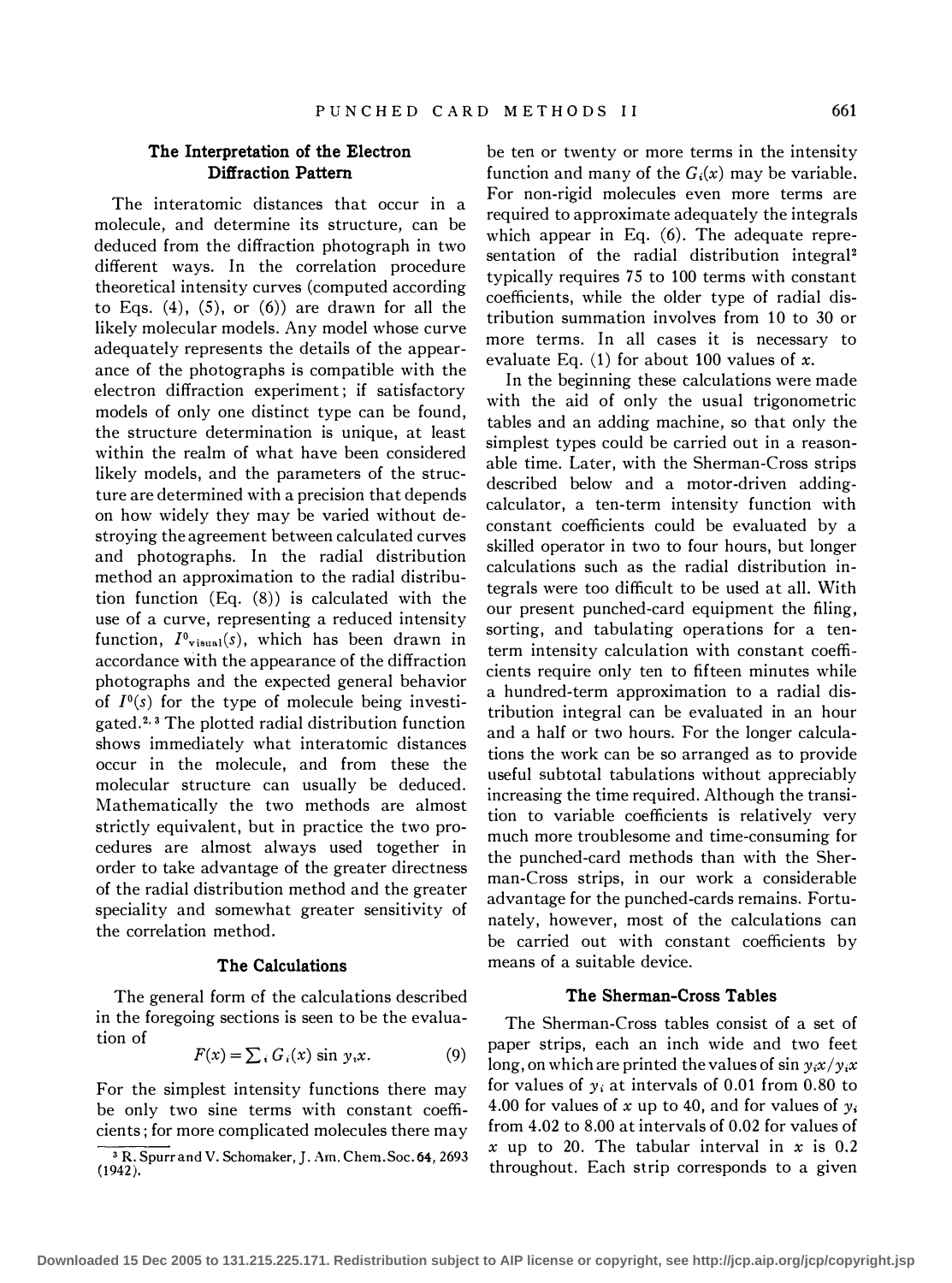## The Interpretation of the Electron Diffraction Pattern

The interatomic distances that occur in a molecule, and determine its structure, can be deduced from the diffraction photograph in two different ways. In the correlation procedure theoretical intensity curves (computed according to Eqs. (4), (5), or (6)) are drawn for all the likely molecular models. Any model whose curve adequately represents the details of the appearance of the photographs is compatible with the electron diffraction experiment; if satisfactory models of only one distinct type can be found, the structure determination is unique, at least within the realm of what have been considered likely models, and the parameters of the structure are determined with a precision that depends on how widely they may be varied without destroying the agreement between calculated curves and photographs. In the radial distribution method an approximation to the radial distribution function (Eq. (8)) is calculated with the use of a curve, representing a reduced intensity function, $I^0_{\text{visual}}(s)$, which has been drawn in accordance with the appearance of the diffraction photographs and the expected general behavior of $I^0(s)$ for the type of molecule being investigated.[2,3] The plotted radial distribution function shows immediately what interatomic distances occur in the molecule, and from these the molecular structure can usually be deduced. Mathematically the two methods are almost strictly equivalent, but in practice the two procedures are almost always used together in order to take advantage of the greater directness of the radial distribution method and the greater speciality and somewhat greater sensitivity of the correlation method.

## The Calculations

The general form of the calculations described in the foregoing sections is seen to be the evaluation of

$$F(x) = \sum_i G_i(x) \sin y_i x. \tag{9}$$

For the simplest intensity functions there may be only two sine terms with constant coefficients; for more complicated molecules there may be ten or twenty or more terms in the intensity function and many of the $G_i(x)$ may be variable. For non-rigid molecules even more terms are required to approximate adequately the integrals which appear in Eq. (6). The adequate representation of the radial distribution integral[2] typically requires 75 to 100 terms with constant coefficients, while the older type of radial distribution summation involves from 10 to 30 or more terms. In all cases it is necessary to evaluate Eq. (1) for about 100 values of $x$.

In the beginning these calculations were made with the aid of only the usual trigonometric tables and an adding machine, so that only the simplest types could be carried out in a reasonable time. Later, with the Sherman-Cross strips described below and a motor-driven adding-calculator, a ten-term intensity function with constant coefficients could be evaluated by a skilled operator in two to four hours, but longer calculations such as the radial distribution integrals were too difficult to be used at all. With our present punched-card equipment the filing, sorting, and tabulating operations for a ten-term intensity calculation with constant coefficients require only ten to fifteen minutes while a hundred-term approximation to a radial distribution integral can be evaluated in an hour and a half or two hours. For the longer calculations the work can be so arranged as to provide useful subtotal tabulations without appreciably increasing the time required. Although the transition to variable coefficients is relatively very much more troublesome and time-consuming for the punched-card methods than with the Sherman-Cross strips, in our work a considerable advantage for the punched-cards remains. Fortunately, however, most of the calculations can be carried out with constant coefficients by means of a suitable device.

## The Sherman-Cross Tables

The Sherman-Cross tables consist of a set of paper strips, each an inch wide and two feet long, on which are printed the values of $\sin y_i x / y_i x$ for values of $y_i$ at intervals of 0.01 from 0.80 to 4.00 for values of $x$ up to 40, and for values of $y_i$ from 4.02 to 8.00 at intervals of 0.02 for values of $x$ up to 20. The tabular interval in $x$ is 0.2 throughout. Each strip corresponds to a given

[3] R. Spurr and V. Schomaker, J. Am. Chem. Soc. **64**, 2693 (1942).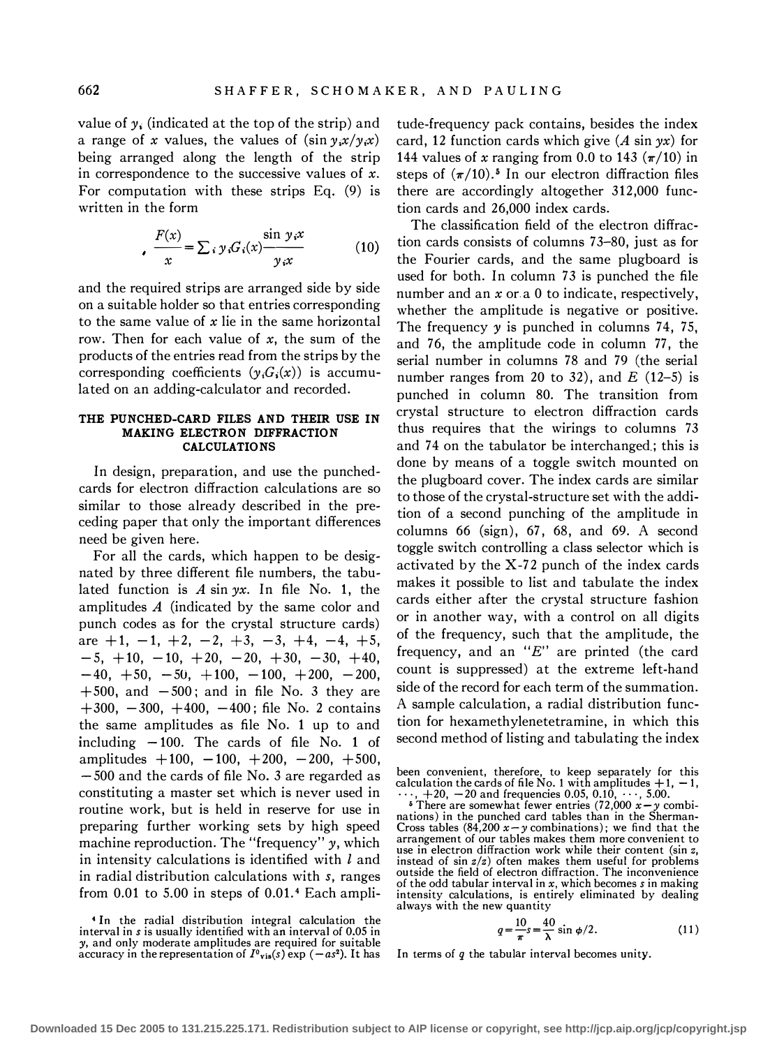value of $y_i$ (indicated at the top of the strip) and a range of $x$ values, the values of $(\sin y_i x / y_i x)$ being arranged along the length of the strip in correspondence to the successive values of $x$. For computation with these strips Eq. (9) is written in the form

$$\frac{F(x)}{x} = \sum_i y_i G_i(x) \frac{\sin y_i x}{y_i x} \tag{10}$$

and the required strips are arranged side by side on a suitable holder so that entries corresponding to the same value of $x$ lie in the same horizontal row. Then for each value of $x$, the sum of the products of the entries read from the strips by the corresponding coefficients $(y_i G_i(x))$ is accumulated on an adding-calculator and recorded.

### THE PUNCHED-CARD FILES AND THEIR USE IN MAKING ELECTRON DIFFRACTION CALCULATIONS

In design, preparation, and use the punched-cards for electron diffraction calculations are so similar to those already described in the preceding paper that only the important differences need be given here.

For all the cards, which happen to be designated by three different file numbers, the tabulated function is $A \sin yx$. In file No. 1, the amplitudes $A$ (indicated by the same color and punch codes as for the crystal structure cards) are $+1$, $-1$, $+2$, $-2$, $+3$, $-3$, $+4$, $-4$, $+5$, $-5$, $+10$, $-10$, $+20$, $-20$, $+30$, $-30$, $+40$, $-40$, $+50$, $-50$, $+100$, $-100$, $+200$, $-200$, $+500$, and $-500$; and in file No. 3 they are $+300$, $-300$, $+400$, $-400$; file No. 2 contains the same amplitudes as file No. 1 up to and including $-100$. The cards of file No. 1 of amplitudes $+100$, $-100$, $+200$, $-200$, $+500$, $-500$ and the cards of file No. 3 are regarded as constituting a master set which is never used in routine work, but is held in reserve for use in preparing further working sets by high speed machine reproduction. The "frequency" $y$, which in intensity calculations is identified with $l$ and in radial distribution calculations with $s$, ranges from 0.01 to 5.00 in steps of 0.01.[4] Each amplitude-frequency pack contains, besides the index card, 12 function cards which give $(A \sin yx)$ for 144 values of $x$ ranging from 0.0 to 143 $(\pi/10)$ in steps of $(\pi/10)$.[5] In our electron diffraction files there are accordingly altogether 312,000 function cards and 26,000 index cards.

The classification field of the electron diffraction cards consists of columns 73–80, just as for the Fourier cards, and the same plugboard is used for both. In column 73 is punched the file number and an $x$ or a 0 to indicate, respectively, whether the amplitude is negative or positive. The frequency $y$ is punched in columns 74, 75, and 76, the amplitude code in column 77, the serial number in columns 78 and 79 (the serial number ranges from 20 to 32), and $E$ (12–5) is punched in column 80. The transition from crystal structure to electron diffraction cards thus requires that the wirings to columns 73 and 74 on the tabulator be interchanged; this is done by means of a toggle switch mounted on the plugboard cover. The index cards are similar to those of the crystal-structure set with the addition of a second punching of the amplitude in columns 66 (sign), 67, 68, and 69. A second toggle switch controlling a class selector which is activated by the X-72 punch of the index cards makes it possible to list and tabulate the index cards either after the crystal structure fashion or in another way, with a control on all digits of the frequency, such that the amplitude, the frequency, and an "$E$" are printed (the card count is suppressed) at the extreme left-hand side of the record for each term of the summation. A sample calculation, a radial distribution function for hexamethylenetetramine, in which this second method of listing and tabulating the index

---

[4] In the radial distribution integral calculation the interval in $s$ is usually identified with an interval of 0.05 in $y$, and only moderate amplitudes are required for suitable accuracy in the representation of $I^0_{\text{vis}}(s) \exp(-as^2)$. It has been convenient, therefore, to keep separately for this calculation the cards of file No. 1 with amplitudes $+1$, $-1$, $\cdots$, $+20$, $-20$ and frequencies 0.05, 0.10, $\cdots$, 5.00.

[5] There are somewhat fewer entries (72,000 $x-y$ combinations) in the punched card tables than in the Sherman-Cross tables (84,200 $x-y$ combinations); we find that the arrangement of our tables makes them more convenient to use in electron diffraction work while their content ($\sin z$, instead of $\sin z/z$) often makes them useful for problems outside the field of electron diffraction. The inconvenience of the odd tabular interval in $x$, which becomes $s$ in making intensity calculations, is entirely eliminated by dealing always with the new quantity

$$q = \frac{10}{\pi} s = \frac{40}{\lambda} \sin \phi/2. \tag{11}$$

In terms of $q$ the tabular interval becomes unity.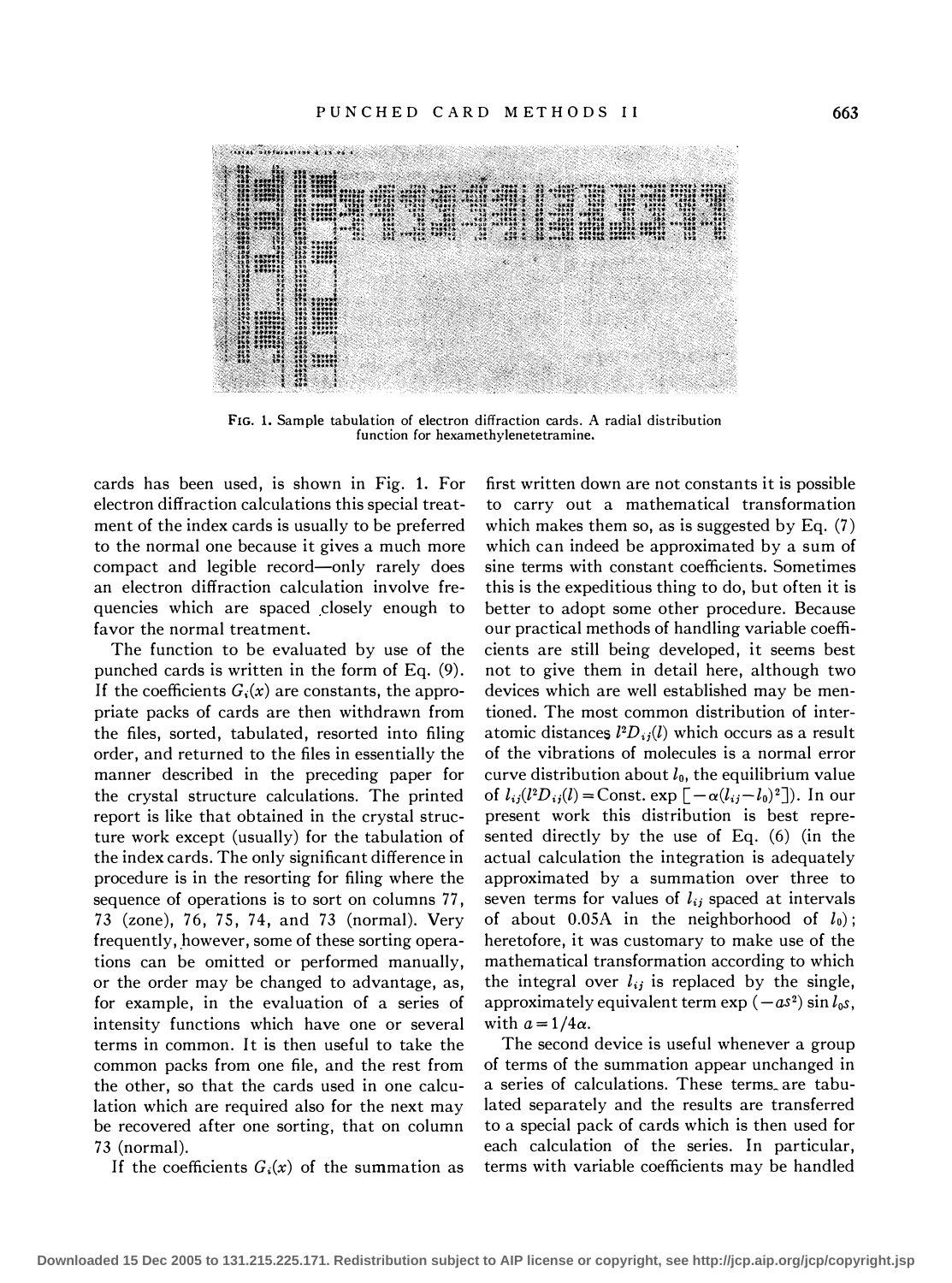FIG. 1. Sample tabulation of electron diffraction cards. A radial distribution function for hexamethylenetetramine.

cards has been used, is shown in Fig. 1. For electron diffraction calculations this special treatment of the index cards is usually to be preferred to the normal one because it gives a much more compact and legible record—only rarely does an electron diffraction calculation involve frequencies which are spaced closely enough to favor the normal treatment.

The function to be evaluated by use of the punched cards is written in the form of Eq. (9). If the coefficients $G_i(x)$ are constants, the appropriate packs of cards are then withdrawn from the files, sorted, tabulated, resorted into filing order, and returned to the files in essentially the manner described in the preceding paper for the crystal structure calculations. The printed report is like that obtained in the crystal structure work except (usually) for the tabulation of the index cards. The only significant difference in procedure is in the resorting for filing where the sequence of operations is to sort on columns 77, 73 (zone), 76, 75, 74, and 73 (normal). Very frequently, however, some of these sorting operations can be omitted or performed manually, or the order may be changed to advantage, as, for example, in the evaluation of a series of intensity functions which have one or several terms in common. It is then useful to take the common packs from one file, and the rest from the other, so that the cards used in one calculation which are required also for the next may be recovered after one sorting, that on column 73 (normal).

If the coefficients $G_i(x)$ of the summation as first written down are not constants it is possible to carry out a mathematical transformation which makes them so, as is suggested by Eq. (7) which can indeed be approximated by a sum of sine terms with constant coefficients. Sometimes this is the expeditious thing to do, but often it is better to adopt some other procedure. Because our practical methods of handling variable coefficients are still being developed, it seems best not to give them in detail here, although two devices which are well established may be mentioned. The most common distribution of interatomic distances $l^2D_{ij}(l)$ which occurs as a result of the vibrations of molecules is a normal error curve distribution about $l_0$, the equilibrium value of $l_{ij}(l^2D_{ij}(l) = \text{Const.}\exp[-\alpha(l_{ij}-l_0)^2])$. In our present work this distribution is best represented directly by the use of Eq. (6) (in the actual calculation the integration is adequately approximated by a summation over three to seven terms for values of $l_{ij}$ spaced at intervals of about 0.05A in the neighborhood of $l_0$); heretofore, it was customary to make use of the mathematical transformation according to which the integral over $l_{ij}$ is replaced by the single, approximately equivalent term $\exp(-as^2)\sin l_0s$, with $a = 1/4\alpha$.

The second device is useful whenever a group of terms of the summation appear unchanged in a series of calculations. These terms are tabulated separately and the results are transferred to a special pack of cards which is then used for each calculation of the series. In particular, terms with variable coefficients may be handled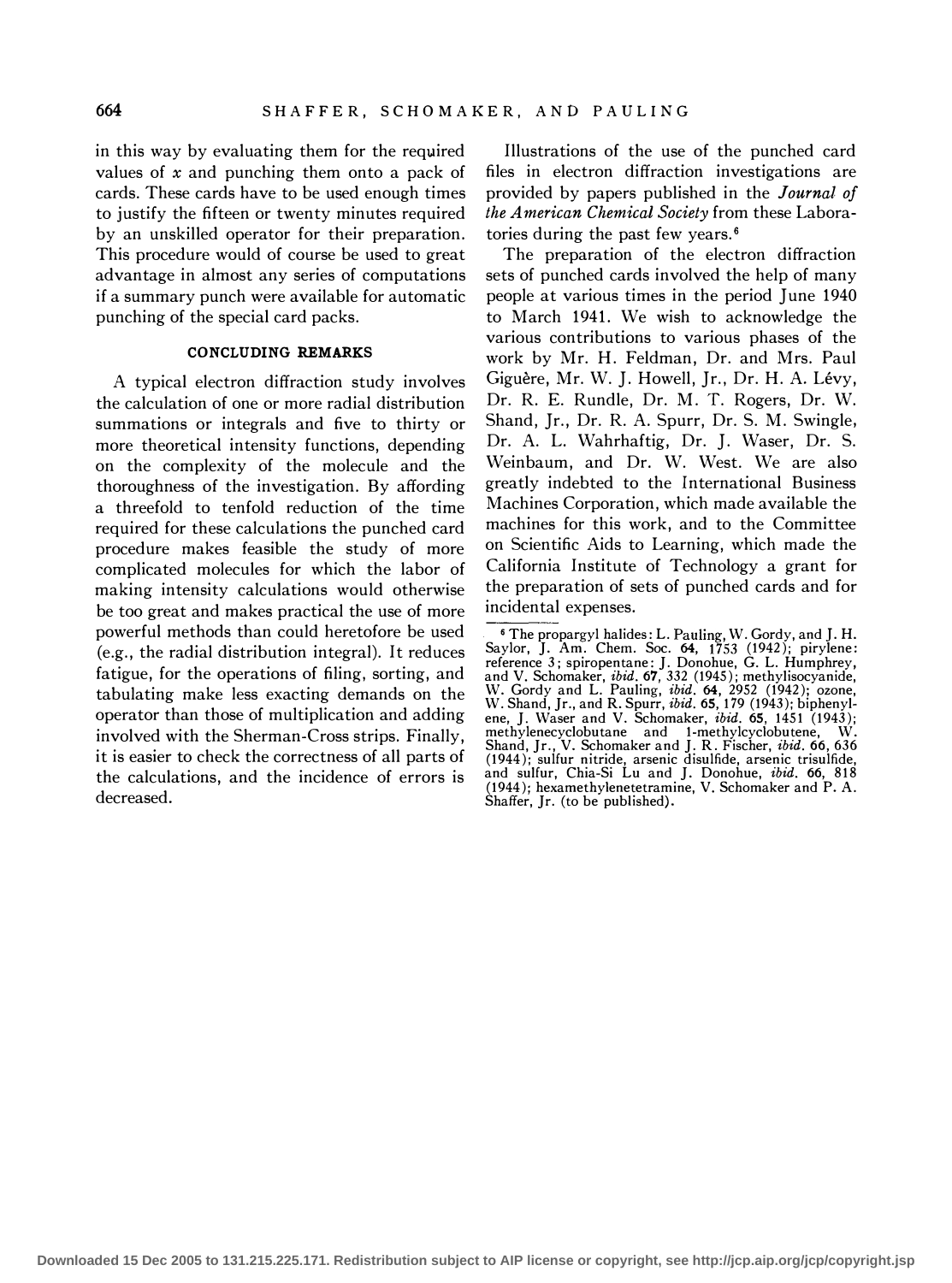in this way by evaluating them for the required values of $x$ and punching them onto a pack of cards. These cards have to be used enough times to justify the fifteen or twenty minutes required by an unskilled operator for their preparation. This procedure would of course be used to great advantage in almost any series of computations if a summary punch were available for automatic punching of the special card packs.

## CONCLUDING REMARKS

A typical electron diffraction study involves the calculation of one or more radial distribution summations or integrals and five to thirty or more theoretical intensity functions, depending on the complexity of the molecule and the thoroughness of the investigation. By affording a threefold to tenfold reduction of the time required for these calculations the punched card procedure makes feasible the study of more complicated molecules for which the labor of making intensity calculations would otherwise be too great and makes practical the use of more powerful methods than could heretofore be used (e.g., the radial distribution integral). It reduces fatigue, for the operations of filing, sorting, and tabulating make less exacting demands on the operator than those of multiplication and adding involved with the Sherman-Cross strips. Finally, it is easier to check the correctness of all parts of the calculations, and the incidence of errors is decreased.

Illustrations of the use of the punched card files in electron diffraction investigations are provided by papers published in the *Journal of the American Chemical Society* from these Laboratories during the past few years.[6]

The preparation of the electron diffraction sets of punched cards involved the help of many people at various times in the period June 1940 to March 1941. We wish to acknowledge the various contributions to various phases of the work by Mr. H. Feldman, Dr. and Mrs. Paul Giguère, Mr. W. J. Howell, Jr., Dr. H. A. Lévy, Dr. R. E. Rundle, Dr. M. T. Rogers, Dr. W. Shand, Jr., Dr. R. A. Spurr, Dr. S. M. Swingle, Dr. A. L. Wahrhaftig, Dr. J. Waser, Dr. S. Weinbaum, and Dr. W. West. We are also greatly indebted to the International Business Machines Corporation, which made available the machines for this work, and to the Committee on Scientific Aids to Learning, which made the California Institute of Technology a grant for the preparation of sets of punched cards and for incidental expenses.

[6] The propargyl halides: L. Pauling, W. Gordy, and J. H. Saylor, J. Am. Chem. Soc. **64**, 1753 (1942); pirylene: reference 3; spiropentane: J. Donohue, G. L. Humphrey, and V. Schomaker, *ibid.* **67**, 332 (1945); methylisocyanide, W. Gordy and L. Pauling, *ibid.* **64**, 2952 (1942); ozone, W. Shand, Jr., and R. Spurr, *ibid.* **65**, 179 (1943); biphenylene, J. Waser and V. Schomaker, *ibid.* **65**, 1451 (1943); methylenecyclobutane and 1-methylcyclobutene, W. Shand, Jr., V. Schomaker and J. R. Fischer, *ibid.* **66**, 636 (1944); sulfur nitride, arsenic disulfide, arsenic trisulfide, and sulfur, Chia-Si Lu and J. Donohue, *ibid.* **66**, 818 (1944); hexamethylenetetramine, V. Schomaker and P. A. Shaffer, Jr. (to be published).